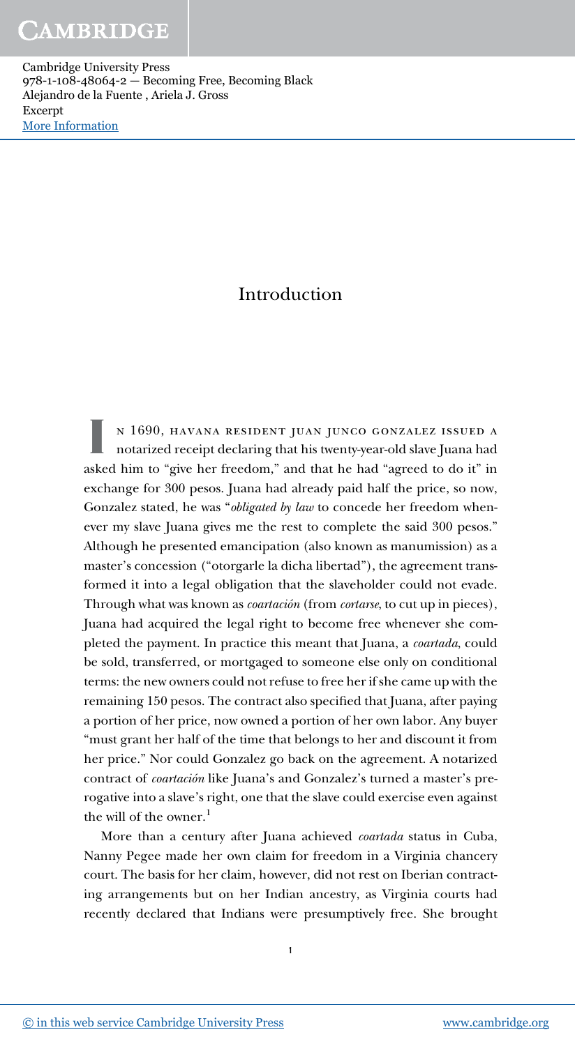# Introduction

In 1690, Havana resident Juan Junco Gonzalez issued a notarized receipt declaring that his twenty-year-old slave Juana had asked him to "give her freedom," and that he had "agreed to do it" in exchange for 300 pesos. Juana had already paid half the price, so now, Gonzalez stated, he was "*obligated by law* to concede her freedom whenever my slave Juana gives me the rest to complete the said 300 pesos." Although he presented emancipation (also known as manumission) as a master's concession ("otorgarle la dicha libertad"), the agreement transformed it into a legal obligation that the slaveholder could not evade. Through what was known as *coartación* (from *cortarse*, to cut up in pieces), Juana had acquired the legal right to become free whenever she completed the payment. In practice this meant that Juana, a *coartada*, could be sold, transferred, or mortgaged to someone else only on conditional terms: the new owners could not refuse to free her if she came up with the remaining 150 pesos. The contract also specified that Juana, after paying a portion of her price, now owned a portion of her own labor. Any buyer "must grant her half of the time that belongs to her and discount it from her price." Nor could Gonzalez go back on the agreement. A notarized contract of *coartación* like Juana's and Gonzalez's turned a master's prerogative into a slave's right, one that the slave could exercise even against the will of the owner.[1]

More than a century after Juana achieved *coartada* status in Cuba, Nanny Pegee made her own claim for freedom in a Virginia chancery court. The basis for her claim, however, did not rest on Iberian contracting arrangements but on her Indian ancestry, as Virginia courts had recently declared that Indians were presumptively free. She brought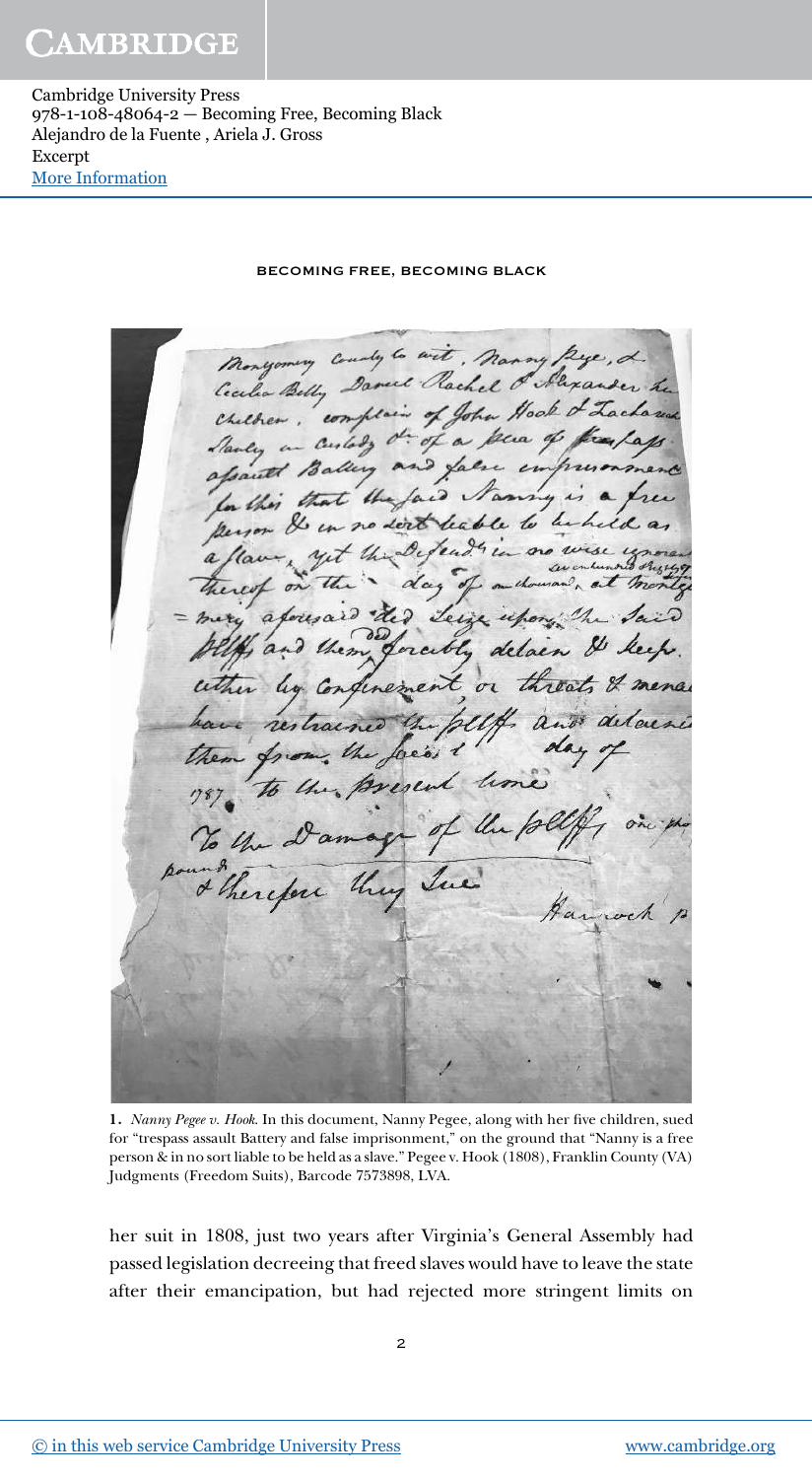**1.** *Nanny Pegee v. Hook.* In this document, Nanny Pegee, along with her five children, sued for "trespass assault Battery and false imprisonment," on the ground that "Nanny is a free person & in no sort liable to be held as a slave." Pegee v. Hook (1808), Franklin County (VA) Judgments (Freedom Suits), Barcode 7573898, LVA.

her suit in 1808, just two years after Virginia's General Assembly had passed legislation decreeing that freed slaves would have to leave the state after their emancipation, but had rejected more stringent limits on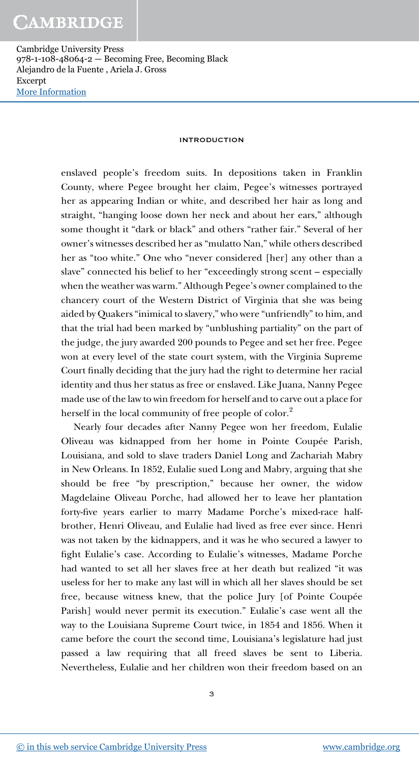enslaved people's freedom suits. In depositions taken in Franklin County, where Pegee brought her claim, Pegee's witnesses portrayed her as appearing Indian or white, and described her hair as long and straight, "hanging loose down her neck and about her ears," although some thought it "dark or black" and others "rather fair." Several of her owner's witnesses described her as "mulatto Nan," while others described her as "too white." One who "never considered [her] any other than a slave" connected his belief to her "exceedingly strong scent – especially when the weather was warm." Although Pegee's owner complained to the chancery court of the Western District of Virginia that she was being aided by Quakers "inimical to slavery," who were "unfriendly" to him, and that the trial had been marked by "unblushing partiality" on the part of the judge, the jury awarded 200 pounds to Pegee and set her free. Pegee won at every level of the state court system, with the Virginia Supreme Court finally deciding that the jury had the right to determine her racial identity and thus her status as free or enslaved. Like Juana, Nanny Pegee made use of the law to win freedom for herself and to carve out a place for herself in the local community of free people of color.[2]

Nearly four decades after Nanny Pegee won her freedom, Eulalie Oliveau was kidnapped from her home in Pointe Coupée Parish, Louisiana, and sold to slave traders Daniel Long and Zachariah Mabry in New Orleans. In 1852, Eulalie sued Long and Mabry, arguing that she should be free "by prescription," because her owner, the widow Magdelaine Oliveau Porche, had allowed her to leave her plantation forty-five years earlier to marry Madame Porche's mixed-race half-brother, Henri Oliveau, and Eulalie had lived as free ever since. Henri was not taken by the kidnappers, and it was he who secured a lawyer to fight Eulalie's case. According to Eulalie's witnesses, Madame Porche had wanted to set all her slaves free at her death but realized "it was useless for her to make any last will in which all her slaves should be set free, because witness knew, that the police Jury [of Pointe Coupée Parish] would never permit its execution." Eulalie's case went all the way to the Louisiana Supreme Court twice, in 1854 and 1856. When it came before the court the second time, Louisiana's legislature had just passed a law requiring that all freed slaves be sent to Liberia. Nevertheless, Eulalie and her children won their freedom based on an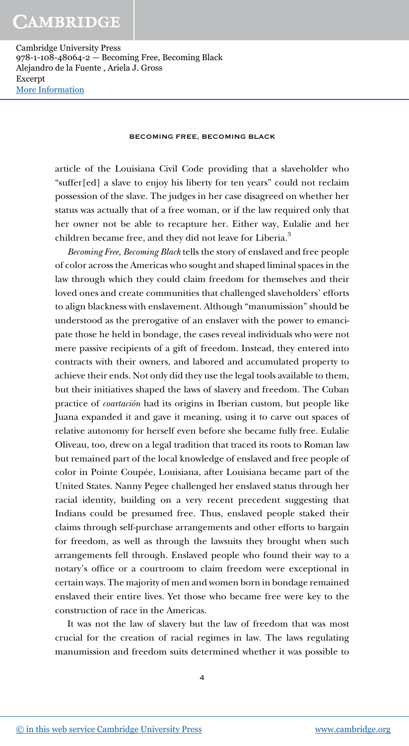article of the Louisiana Civil Code providing that a slaveholder who "suffer[ed] a slave to enjoy his liberty for ten years" could not reclaim possession of the slave. The judges in her case disagreed on whether her status was actually that of a free woman, or if the law required only that her owner not be able to recapture her. Either way, Eulalie and her children became free, and they did not leave for Liberia.[3]

*Becoming Free, Becoming Black* tells the story of enslaved and free people of color across the Americas who sought and shaped liminal spaces in the law through which they could claim freedom for themselves and their loved ones and create communities that challenged slaveholders' efforts to align blackness with enslavement. Although "manumission" should be understood as the prerogative of an enslaver with the power to emancipate those he held in bondage, the cases reveal individuals who were not mere passive recipients of a gift of freedom. Instead, they entered into contracts with their owners, and labored and accumulated property to achieve their ends. Not only did they use the legal tools available to them, but their initiatives shaped the laws of slavery and freedom. The Cuban practice of *coartación* had its origins in Iberian custom, but people like Juana expanded it and gave it meaning, using it to carve out spaces of relative autonomy for herself even before she became fully free. Eulalie Oliveau, too, drew on a legal tradition that traced its roots to Roman law but remained part of the local knowledge of enslaved and free people of color in Pointe Coupée, Louisiana, after Louisiana became part of the United States. Nanny Pegee challenged her enslaved status through her racial identity, building on a very recent precedent suggesting that Indians could be presumed free. Thus, enslaved people staked their claims through self-purchase arrangements and other efforts to bargain for freedom, as well as through the lawsuits they brought when such arrangements fell through. Enslaved people who found their way to a notary's office or a courtroom to claim freedom were exceptional in certain ways. The majority of men and women born in bondage remained enslaved their entire lives. Yet those who became free were key to the construction of race in the Americas.

It was not the law of slavery but the law of freedom that was most crucial for the creation of racial regimes in law. The laws regulating manumission and freedom suits determined whether it was possible to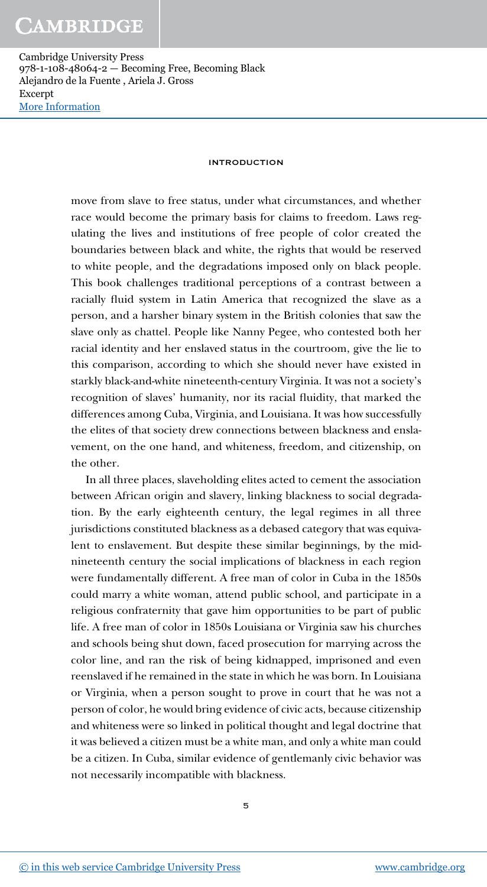move from slave to free status, under what circumstances, and whether race would become the primary basis for claims to freedom. Laws regulating the lives and institutions of free people of color created the boundaries between black and white, the rights that would be reserved to white people, and the degradations imposed only on black people. This book challenges traditional perceptions of a contrast between a racially fluid system in Latin America that recognized the slave as a person, and a harsher binary system in the British colonies that saw the slave only as chattel. People like Nanny Pegee, who contested both her racial identity and her enslaved status in the courtroom, give the lie to this comparison, according to which she should never have existed in starkly black-and-white nineteenth-century Virginia. It was not a society's recognition of slaves' humanity, nor its racial fluidity, that marked the differences among Cuba, Virginia, and Louisiana. It was how successfully the elites of that society drew connections between blackness and enslavement, on the one hand, and whiteness, freedom, and citizenship, on the other.

In all three places, slaveholding elites acted to cement the association between African origin and slavery, linking blackness to social degradation. By the early eighteenth century, the legal regimes in all three jurisdictions constituted blackness as a debased category that was equivalent to enslavement. But despite these similar beginnings, by the mid-nineteenth century the social implications of blackness in each region were fundamentally different. A free man of color in Cuba in the 1850s could marry a white woman, attend public school, and participate in a religious confraternity that gave him opportunities to be part of public life. A free man of color in 1850s Louisiana or Virginia saw his churches and schools being shut down, faced prosecution for marrying across the color line, and ran the risk of being kidnapped, imprisoned and even reenslaved if he remained in the state in which he was born. In Louisiana or Virginia, when a person sought to prove in court that he was not a person of color, he would bring evidence of civic acts, because citizenship and whiteness were so linked in political thought and legal doctrine that it was believed a citizen must be a white man, and only a white man could be a citizen. In Cuba, similar evidence of gentlemanly civic behavior was not necessarily incompatible with blackness.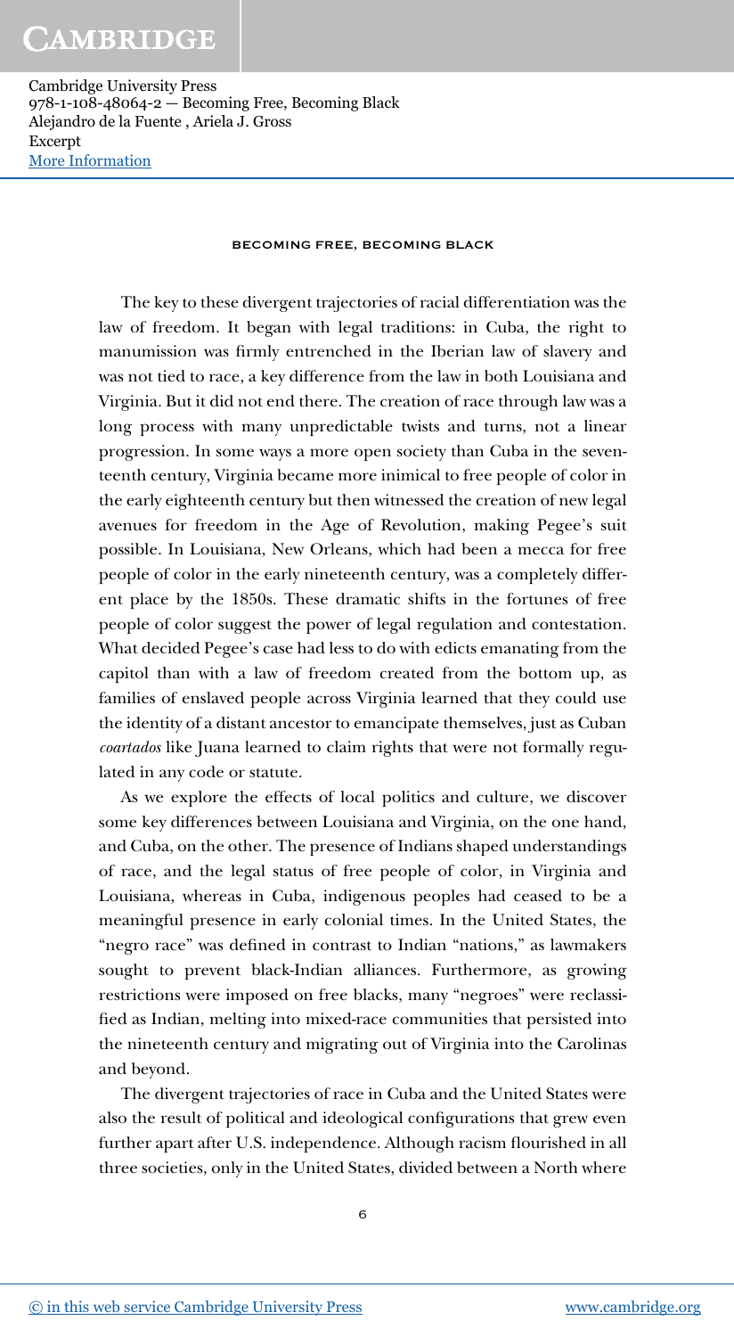The key to these divergent trajectories of racial differentiation was the law of freedom. It began with legal traditions: in Cuba, the right to manumission was firmly entrenched in the Iberian law of slavery and was not tied to race, a key difference from the law in both Louisiana and Virginia. But it did not end there. The creation of race through law was a long process with many unpredictable twists and turns, not a linear progression. In some ways a more open society than Cuba in the seventeenth century, Virginia became more inimical to free people of color in the early eighteenth century but then witnessed the creation of new legal avenues for freedom in the Age of Revolution, making Pegee's suit possible. In Louisiana, New Orleans, which had been a mecca for free people of color in the early nineteenth century, was a completely different place by the 1850s. These dramatic shifts in the fortunes of free people of color suggest the power of legal regulation and contestation. What decided Pegee's case had less to do with edicts emanating from the capitol than with a law of freedom created from the bottom up, as families of enslaved people across Virginia learned that they could use the identity of a distant ancestor to emancipate themselves, just as Cuban *coartados* like Juana learned to claim rights that were not formally regulated in any code or statute.

As we explore the effects of local politics and culture, we discover some key differences between Louisiana and Virginia, on the one hand, and Cuba, on the other. The presence of Indians shaped understandings of race, and the legal status of free people of color, in Virginia and Louisiana, whereas in Cuba, indigenous peoples had ceased to be a meaningful presence in early colonial times. In the United States, the "negro race" was defined in contrast to Indian "nations," as lawmakers sought to prevent black-Indian alliances. Furthermore, as growing restrictions were imposed on free blacks, many "negroes" were reclassified as Indian, melting into mixed-race communities that persisted into the nineteenth century and migrating out of Virginia into the Carolinas and beyond.

The divergent trajectories of race in Cuba and the United States were also the result of political and ideological configurations that grew even further apart after U.S. independence. Although racism flourished in all three societies, only in the United States, divided between a North where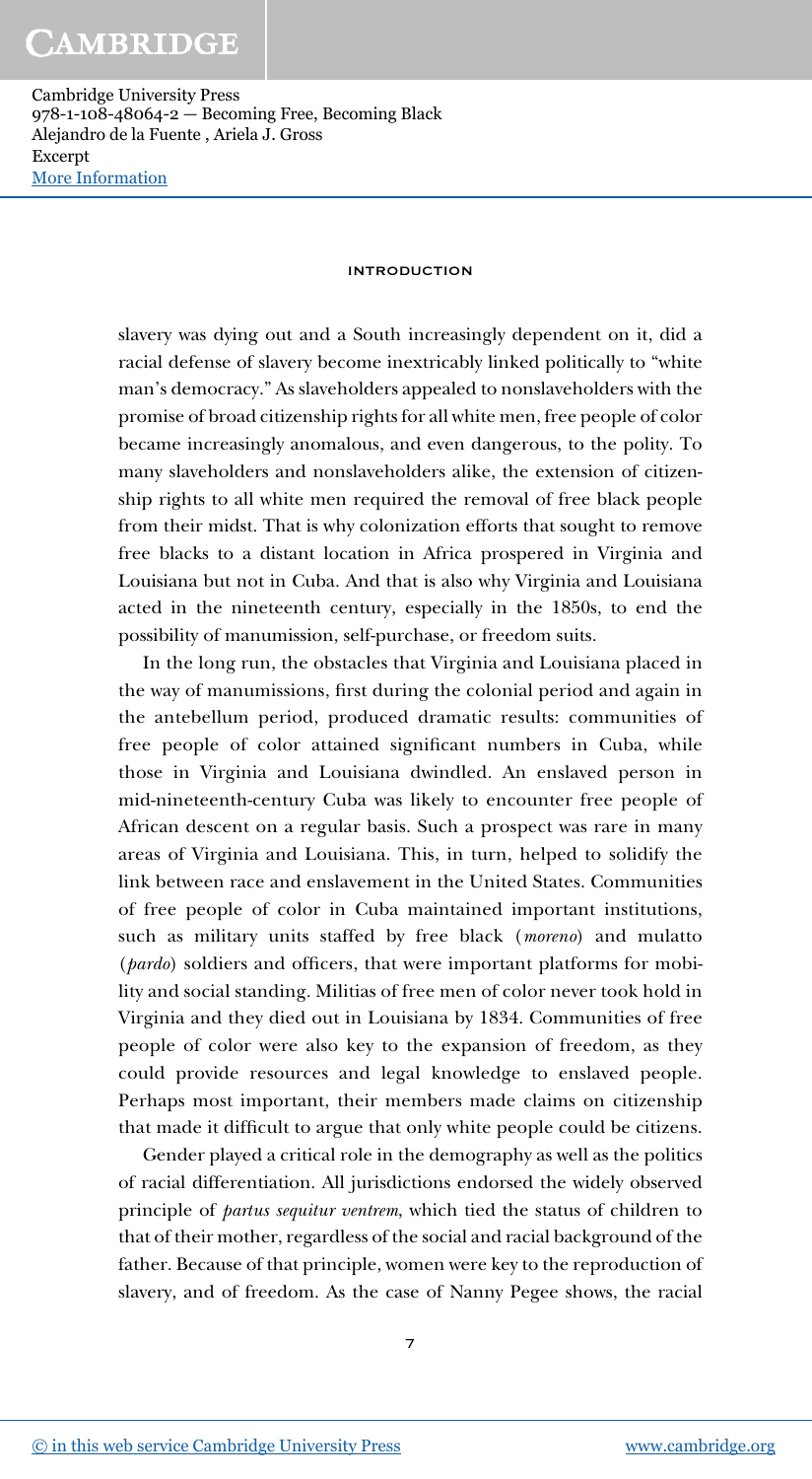slavery was dying out and a South increasingly dependent on it, did a racial defense of slavery become inextricably linked politically to "white man's democracy." As slaveholders appealed to nonslaveholders with the promise of broad citizenship rights for all white men, free people of color became increasingly anomalous, and even dangerous, to the polity. To many slaveholders and nonslaveholders alike, the extension of citizenship rights to all white men required the removal of free black people from their midst. That is why colonization efforts that sought to remove free blacks to a distant location in Africa prospered in Virginia and Louisiana but not in Cuba. And that is also why Virginia and Louisiana acted in the nineteenth century, especially in the 1850s, to end the possibility of manumission, self-purchase, or freedom suits.

In the long run, the obstacles that Virginia and Louisiana placed in the way of manumissions, first during the colonial period and again in the antebellum period, produced dramatic results: communities of free people of color attained significant numbers in Cuba, while those in Virginia and Louisiana dwindled. An enslaved person in mid-nineteenth-century Cuba was likely to encounter free people of African descent on a regular basis. Such a prospect was rare in many areas of Virginia and Louisiana. This, in turn, helped to solidify the link between race and enslavement in the United States. Communities of free people of color in Cuba maintained important institutions, such as military units staffed by free black (*moreno*) and mulatto (*pardo*) soldiers and officers, that were important platforms for mobility and social standing. Militias of free men of color never took hold in Virginia and they died out in Louisiana by 1834. Communities of free people of color were also key to the expansion of freedom, as they could provide resources and legal knowledge to enslaved people. Perhaps most important, their members made claims on citizenship that made it difficult to argue that only white people could be citizens.

Gender played a critical role in the demography as well as the politics of racial differentiation. All jurisdictions endorsed the widely observed principle of *partus sequitur ventrem*, which tied the status of children to that of their mother, regardless of the social and racial background of the father. Because of that principle, women were key to the reproduction of slavery, and of freedom. As the case of Nanny Pegee shows, the racial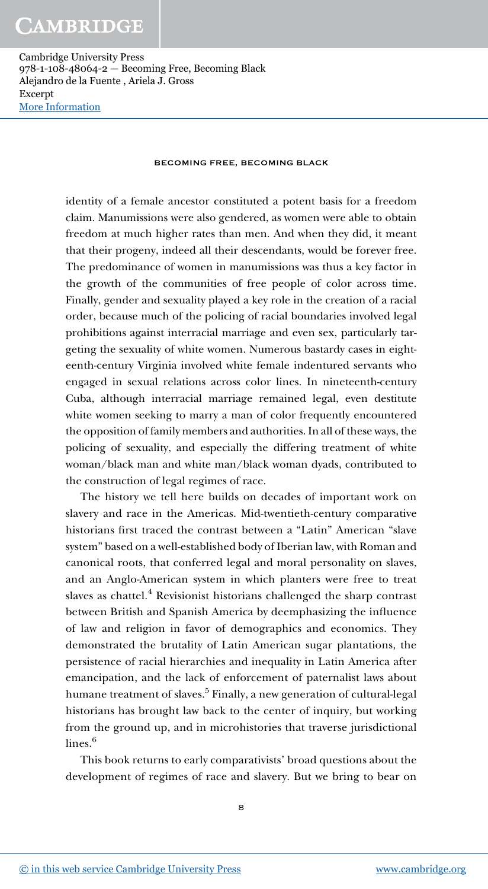identity of a female ancestor constituted a potent basis for a freedom claim. Manumissions were also gendered, as women were able to obtain freedom at much higher rates than men. And when they did, it meant that their progeny, indeed all their descendants, would be forever free. The predominance of women in manumissions was thus a key factor in the growth of the communities of free people of color across time. Finally, gender and sexuality played a key role in the creation of a racial order, because much of the policing of racial boundaries involved legal prohibitions against interracial marriage and even sex, particularly targeting the sexuality of white women. Numerous bastardy cases in eighteenth-century Virginia involved white female indentured servants who engaged in sexual relations across color lines. In nineteenth-century Cuba, although interracial marriage remained legal, even destitute white women seeking to marry a man of color frequently encountered the opposition of family members and authorities. In all of these ways, the policing of sexuality, and especially the differing treatment of white woman/black man and white man/black woman dyads, contributed to the construction of legal regimes of race.

The history we tell here builds on decades of important work on slavery and race in the Americas. Mid-twentieth-century comparative historians first traced the contrast between a "Latin" American "slave system" based on a well-established body of Iberian law, with Roman and canonical roots, that conferred legal and moral personality on slaves, and an Anglo-American system in which planters were free to treat slaves as chattel.[4] Revisionist historians challenged the sharp contrast between British and Spanish America by deemphasizing the influence of law and religion in favor of demographics and economics. They demonstrated the brutality of Latin American sugar plantations, the persistence of racial hierarchies and inequality in Latin America after emancipation, and the lack of enforcement of paternalist laws about humane treatment of slaves.[5] Finally, a new generation of cultural-legal historians has brought law back to the center of inquiry, but working from the ground up, and in microhistories that traverse jurisdictional lines.[6]

This book returns to early comparativists' broad questions about the development of regimes of race and slavery. But we bring to bear on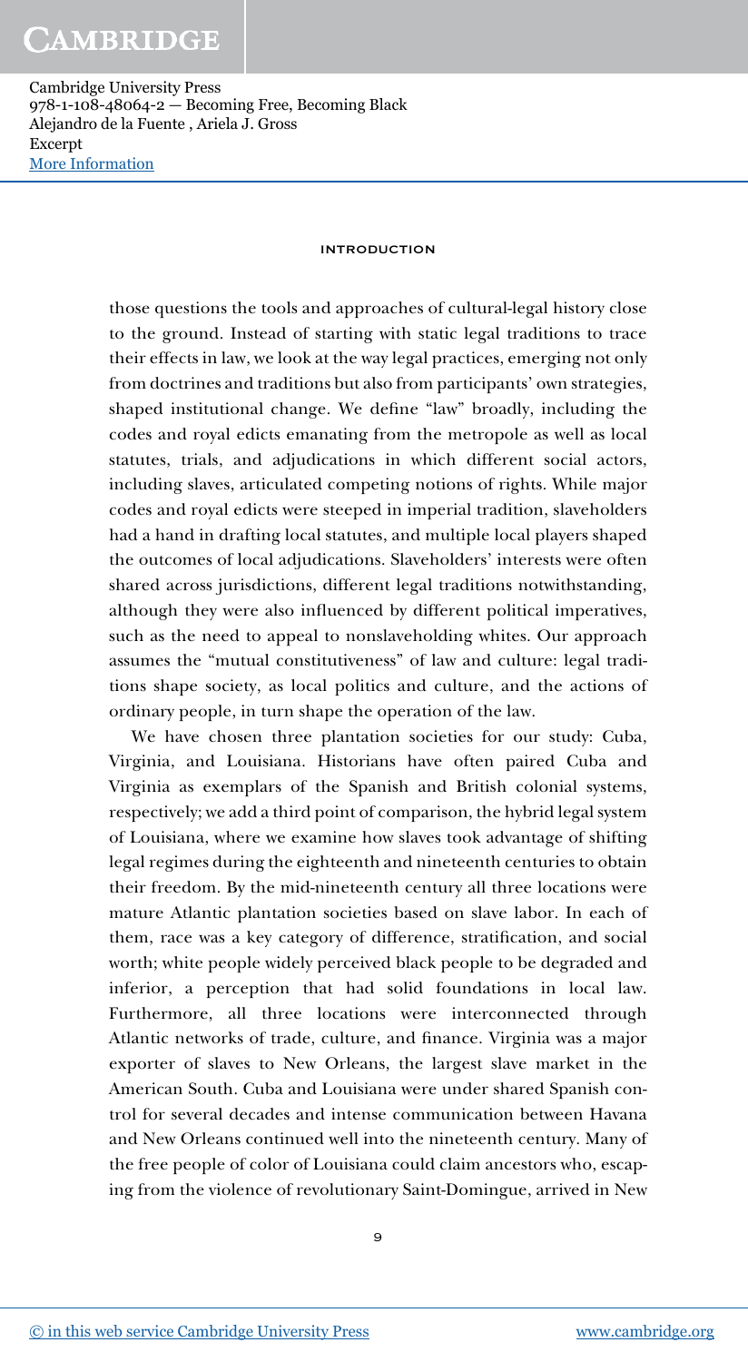those questions the tools and approaches of cultural-legal history close to the ground. Instead of starting with static legal traditions to trace their effects in law, we look at the way legal practices, emerging not only from doctrines and traditions but also from participants' own strategies, shaped institutional change. We define "law" broadly, including the codes and royal edicts emanating from the metropole as well as local statutes, trials, and adjudications in which different social actors, including slaves, articulated competing notions of rights. While major codes and royal edicts were steeped in imperial tradition, slaveholders had a hand in drafting local statutes, and multiple local players shaped the outcomes of local adjudications. Slaveholders' interests were often shared across jurisdictions, different legal traditions notwithstanding, although they were also influenced by different political imperatives, such as the need to appeal to nonslaveholding whites. Our approach assumes the "mutual constitutiveness" of law and culture: legal traditions shape society, as local politics and culture, and the actions of ordinary people, in turn shape the operation of the law.

We have chosen three plantation societies for our study: Cuba, Virginia, and Louisiana. Historians have often paired Cuba and Virginia as exemplars of the Spanish and British colonial systems, respectively; we add a third point of comparison, the hybrid legal system of Louisiana, where we examine how slaves took advantage of shifting legal regimes during the eighteenth and nineteenth centuries to obtain their freedom. By the mid-nineteenth century all three locations were mature Atlantic plantation societies based on slave labor. In each of them, race was a key category of difference, stratification, and social worth; white people widely perceived black people to be degraded and inferior, a perception that had solid foundations in local law. Furthermore, all three locations were interconnected through Atlantic networks of trade, culture, and finance. Virginia was a major exporter of slaves to New Orleans, the largest slave market in the American South. Cuba and Louisiana were under shared Spanish control for several decades and intense communication between Havana and New Orleans continued well into the nineteenth century. Many of the free people of color of Louisiana could claim ancestors who, escaping from the violence of revolutionary Saint-Domingue, arrived in New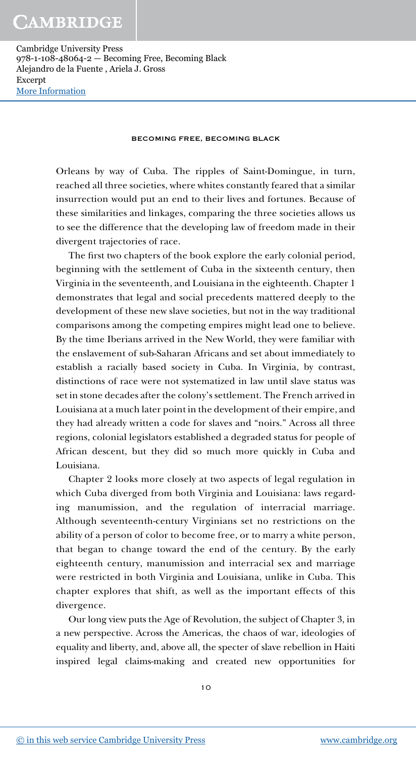Orleans by way of Cuba. The ripples of Saint-Domingue, in turn, reached all three societies, where whites constantly feared that a similar insurrection would put an end to their lives and fortunes. Because of these similarities and linkages, comparing the three societies allows us to see the difference that the developing law of freedom made in their divergent trajectories of race.

The first two chapters of the book explore the early colonial period, beginning with the settlement of Cuba in the sixteenth century, then Virginia in the seventeenth, and Louisiana in the eighteenth. Chapter 1 demonstrates that legal and social precedents mattered deeply to the development of these new slave societies, but not in the way traditional comparisons among the competing empires might lead one to believe. By the time Iberians arrived in the New World, they were familiar with the enslavement of sub-Saharan Africans and set about immediately to establish a racially based society in Cuba. In Virginia, by contrast, distinctions of race were not systematized in law until slave status was set in stone decades after the colony's settlement. The French arrived in Louisiana at a much later point in the development of their empire, and they had already written a code for slaves and "noirs." Across all three regions, colonial legislators established a degraded status for people of African descent, but they did so much more quickly in Cuba and Louisiana.

Chapter 2 looks more closely at two aspects of legal regulation in which Cuba diverged from both Virginia and Louisiana: laws regarding manumission, and the regulation of interracial marriage. Although seventeenth-century Virginians set no restrictions on the ability of a person of color to become free, or to marry a white person, that began to change toward the end of the century. By the early eighteenth century, manumission and interracial sex and marriage were restricted in both Virginia and Louisiana, unlike in Cuba. This chapter explores that shift, as well as the important effects of this divergence.

Our long view puts the Age of Revolution, the subject of Chapter 3, in a new perspective. Across the Americas, the chaos of war, ideologies of equality and liberty, and, above all, the specter of slave rebellion in Haiti inspired legal claims-making and created new opportunities for